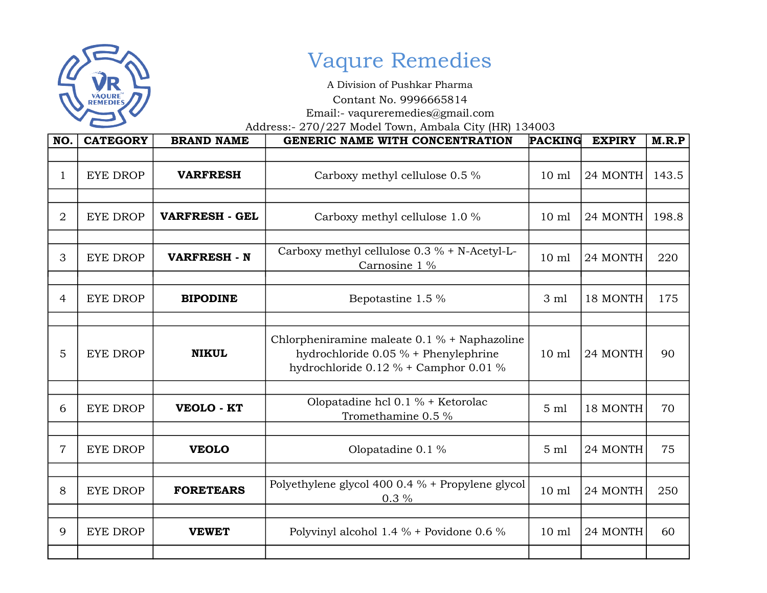# Vaqure Remedies

A Division of Pushkar Pharma

Contant No. 9996665814

Email:- vaqureremedies@gmail.com

Address:- 270/227 Model Town, Ambala City (HR) 134003

| NO. | CATEGORY | BRAND NAME | GENERIC NAME WITH CONCENTRATION | PACKING | EXPIRY | M.R.P |
|---|---|---|---|---|---|---|
| 1 | EYE DROP | **VARFRESH** | Carboxy methyl cellulose 0.5 % | 10 ml | 24 MONTH | 143.5 |
| 2 | EYE DROP | **VARFRESH - GEL** | Carboxy methyl cellulose 1.0 % | 10 ml | 24 MONTH | 198.8 |
| 3 | EYE DROP | **VARFRESH - N** | Carboxy methyl cellulose 0.3 % + N-Acetyl-L-Carnosine 1 % | 10 ml | 24 MONTH | 220 |
| 4 | EYE DROP | **BIPODINE** | Bepotastine 1.5 % | 3 ml | 18 MONTH | 175 |
| 5 | EYE DROP | **NIKUL** | Chlorpheniramine maleate 0.1 % + Naphazoline hydrochloride 0.05 % + Phenylephrine hydrochloride 0.12 % + Camphor 0.01 % | 10 ml | 24 MONTH | 90 |
| 6 | EYE DROP | **VEOLO - KT** | Olopatadine hcl 0.1 % + Ketorolac Tromethamine 0.5 % | 5 ml | 18 MONTH | 70 |
| 7 | EYE DROP | **VEOLO** | Olopatadine 0.1 % | 5 ml | 24 MONTH | 75 |
| 8 | EYE DROP | **FORETEARS** | Polyethylene glycol 400 0.4 % + Propylene glycol 0.3 % | 10 ml | 24 MONTH | 250 |
| 9 | EYE DROP | **VEWET** | Polyvinyl alcohol 1.4 % + Povidone 0.6 % | 10 ml | 24 MONTH | 60 |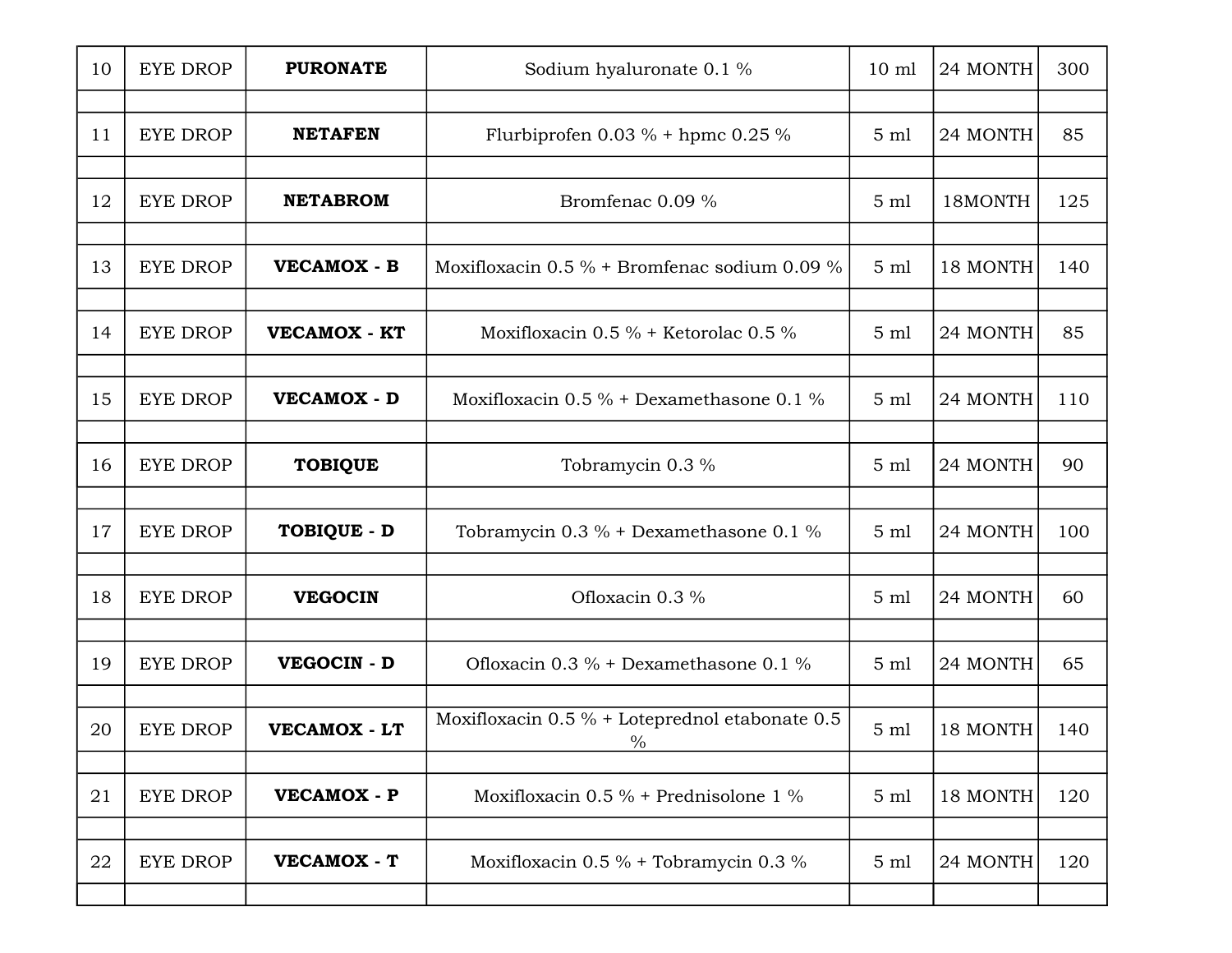| | | | | | | |
|---|---|---|---|---|---|---|
| 10 | EYE DROP | **PURONATE** | Sodium hyaluronate 0.1 % | 10 ml | 24 MONTH | 300 |
| 11 | EYE DROP | **NETAFEN** | Flurbiprofen 0.03 % + hpmc 0.25 % | 5 ml | 24 MONTH | 85 |
| 12 | EYE DROP | **NETABROM** | Bromfenac 0.09 % | 5 ml | 18MONTH | 125 |
| 13 | EYE DROP | **VECAMOX - B** | Moxifloxacin 0.5 % + Bromfenac sodium 0.09 % | 5 ml | 18 MONTH | 140 |
| 14 | EYE DROP | **VECAMOX - KT** | Moxifloxacin 0.5 % + Ketorolac 0.5 % | 5 ml | 24 MONTH | 85 |
| 15 | EYE DROP | **VECAMOX - D** | Moxifloxacin 0.5 % + Dexamethasone 0.1 % | 5 ml | 24 MONTH | 110 |
| 16 | EYE DROP | **TOBIQUE** | Tobramycin 0.3 % | 5 ml | 24 MONTH | 90 |
| 17 | EYE DROP | **TOBIQUE - D** | Tobramycin 0.3 % + Dexamethasone 0.1 % | 5 ml | 24 MONTH | 100 |
| 18 | EYE DROP | **VEGOCIN** | Ofloxacin 0.3 % | 5 ml | 24 MONTH | 60 |
| 19 | EYE DROP | **VEGOCIN - D** | Ofloxacin 0.3 % + Dexamethasone 0.1 % | 5 ml | 24 MONTH | 65 |
| 20 | EYE DROP | **VECAMOX - LT** | Moxifloxacin 0.5 % + Loteprednol etabonate 0.5 % | 5 ml | 18 MONTH | 140 |
| 21 | EYE DROP | **VECAMOX - P** | Moxifloxacin 0.5 % + Prednisolone 1 % | 5 ml | 18 MONTH | 120 |
| 22 | EYE DROP | **VECAMOX - T** | Moxifloxacin 0.5 % + Tobramycin 0.3 % | 5 ml | 24 MONTH | 120 |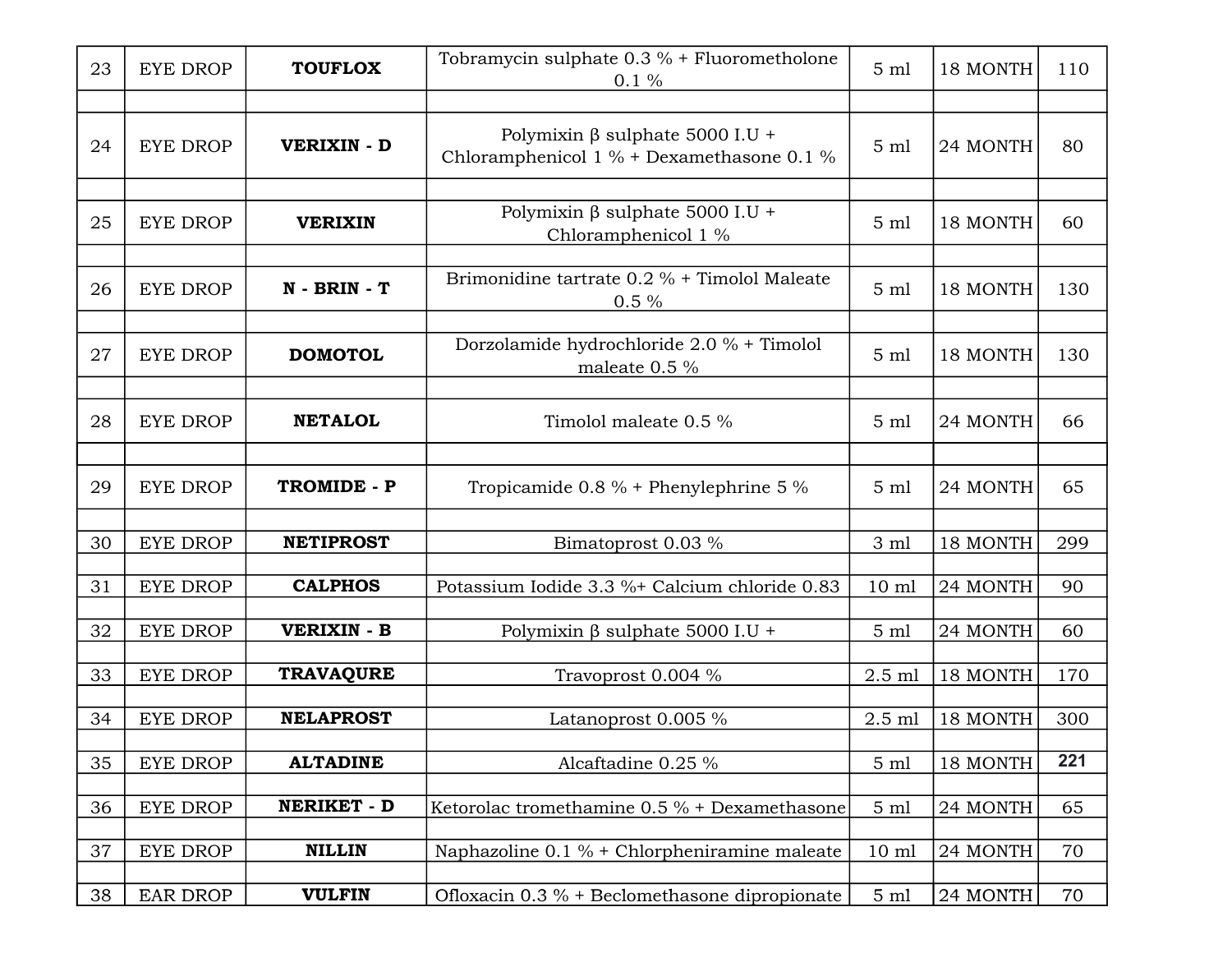| | | | | | | |
|---|---|---|---|---|---|---|
| 23 | EYE DROP | **TOUFLOX** | Tobramycin sulphate 0.3 % + Fluorometholone 0.1 % | 5 ml | 18 MONTH | 110 |
| | | | | | | |
| 24 | EYE DROP | **VERIXIN - D** | Polymixin β sulphate 5000 I.U + Chloramphenicol 1 % + Dexamethasone 0.1 % | 5 ml | 24 MONTH | 80 |
| | | | | | | |
| 25 | EYE DROP | **VERIXIN** | Polymixin β sulphate 5000 I.U + Chloramphenicol 1 % | 5 ml | 18 MONTH | 60 |
| | | | | | | |
| 26 | EYE DROP | **N - BRIN - T** | Brimonidine tartrate 0.2 % + Timolol Maleate 0.5 % | 5 ml | 18 MONTH | 130 |
| | | | | | | |
| 27 | EYE DROP | **DOMOTOL** | Dorzolamide hydrochloride 2.0 % + Timolol maleate 0.5 % | 5 ml | 18 MONTH | 130 |
| | | | | | | |
| 28 | EYE DROP | **NETALOL** | Timolol maleate 0.5 % | 5 ml | 24 MONTH | 66 |
| | | | | | | |
| 29 | EYE DROP | **TROMIDE - P** | Tropicamide 0.8 % + Phenylephrine 5 % | 5 ml | 24 MONTH | 65 |
| | | | | | | |
| 30 | EYE DROP | **NETIPROST** | Bimatoprost 0.03 % | 3 ml | 18 MONTH | 299 |
| | | | | | | |
| 31 | EYE DROP | **CALPHOS** | Potassium Iodide 3.3 %+ Calcium chloride 0.83 | 10 ml | 24 MONTH | 90 |
| | | | | | | |
| 32 | EYE DROP | **VERIXIN - B** | Polymixin β sulphate 5000 I.U + | 5 ml | 24 MONTH | 60 |
| | | | | | | |
| 33 | EYE DROP | **TRAVAQURE** | Travoprost 0.004 % | 2.5 ml | 18 MONTH | 170 |
| | | | | | | |
| 34 | EYE DROP | **NELAPROST** | Latanoprost 0.005 % | 2.5 ml | 18 MONTH | 300 |
| | | | | | | |
| 35 | EYE DROP | **ALTADINE** | Alcaftadine 0.25 % | 5 ml | 18 MONTH | 221 |
| | | | | | | |
| 36 | EYE DROP | **NERIKET - D** | Ketorolac tromethamine 0.5 % + Dexamethasone | 5 ml | 24 MONTH | 65 |
| | | | | | | |
| 37 | EYE DROP | **NILLIN** | Naphazoline 0.1 % + Chlorpheniramine maleate | 10 ml | 24 MONTH | 70 |
| | | | | | | |
| 38 | EAR DROP | **VULFIN** | Ofloxacin 0.3 % + Beclomethasone dipropionate | 5 ml | 24 MONTH | 70 |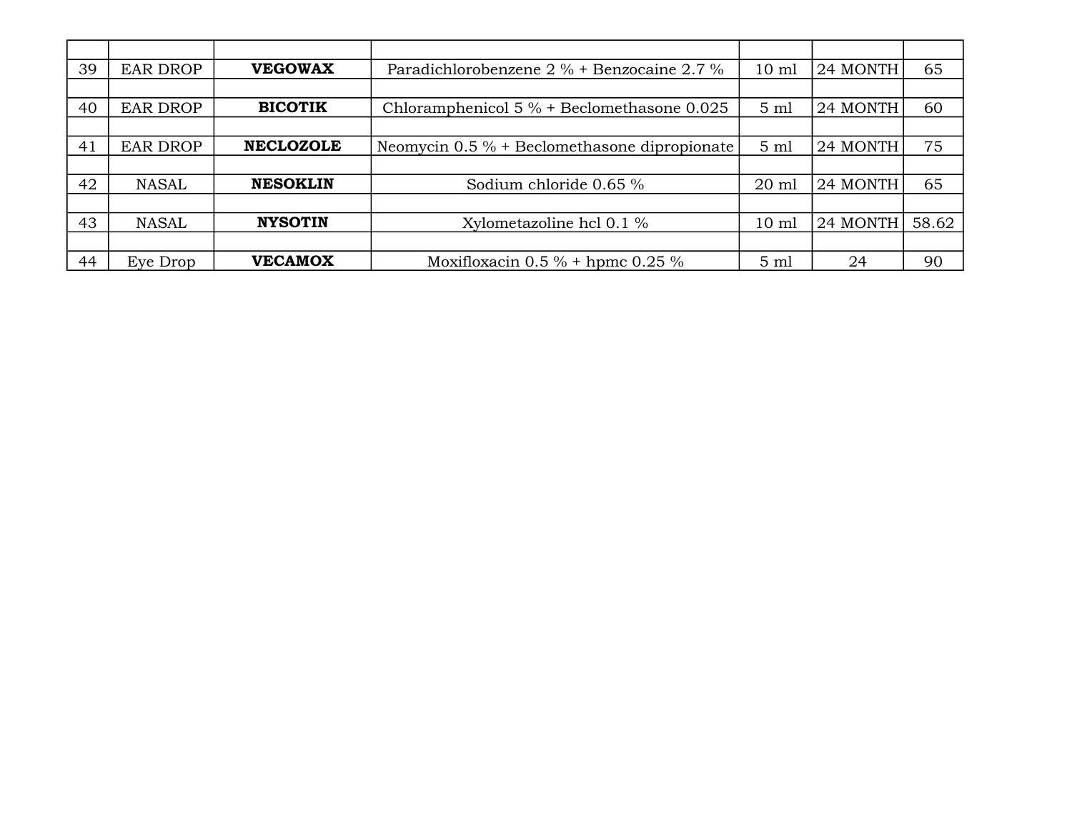| | | | | | | |
|---|---|---|---|---|---|---|
| | | | | | | |
| 39 | EAR DROP | **VEGOWAX** | Paradichlorobenzene 2 % + Benzocaine 2.7 % | 10 ml | 24 MONTH | 65 |
| | | | | | | |
| 40 | EAR DROP | **BICOTIK** | Chloramphenicol 5 % + Beclomethasone 0.025 | 5 ml | 24 MONTH | 60 |
| | | | | | | |
| 41 | EAR DROP | **NECLOZOLE** | Neomycin 0.5 % + Beclomethasone dipropionate | 5 ml | 24 MONTH | 75 |
| | | | | | | |
| 42 | NASAL | **NESOKLIN** | Sodium chloride 0.65 % | 20 ml | 24 MONTH | 65 |
| | | | | | | |
| 43 | NASAL | **NYSOTIN** | Xylometazoline hcl 0.1 % | 10 ml | 24 MONTH | 58.62 |
| | | | | | | |
| 44 | Eye Drop | **VECAMOX** | Moxifloxacin 0.5 % + hpmc 0.25 % | 5 ml | 24 | 90 |